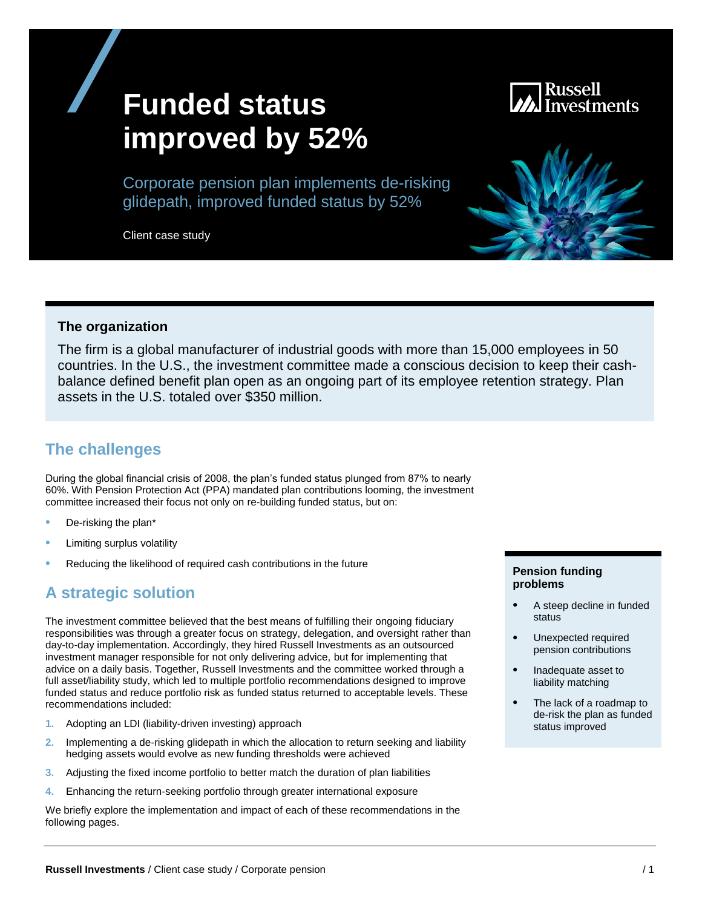# Funded status improved by 52%

Corporate pension plan implements de-risking glidepath, improved funded status by 52%

Client case study

### The organization

The firm is a global manufacturer of industrial goods with more than 15,000 employees in 50 countries. In the U.S., the investment committee made a conscious decision to keep their cash-balance defined benefit plan open as an ongoing part of its employee retention strategy. Plan assets in the U.S. totaled over $350 million.

## The challenges

During the global financial crisis of 2008, the plan's funded status plunged from 87% to nearly 60%. With Pension Protection Act (PPA) mandated plan contributions looming, the investment committee increased their focus not only on re-building funded status, but on:

- De-risking the plan*
- Limiting surplus volatility
- Reducing the likelihood of required cash contributions in the future

## A strategic solution

The investment committee believed that the best means of fulfilling their ongoing fiduciary responsibilities was through a greater focus on strategy, delegation, and oversight rather than day-to-day implementation. Accordingly, they hired Russell Investments as an outsourced investment manager responsible for not only delivering advice, but for implementing that advice on a daily basis. Together, Russell Investments and the committee worked through a full asset/liability study, which led to multiple portfolio recommendations designed to improve funded status and reduce portfolio risk as funded status returned to acceptable levels. These recommendations included:

1. Adopting an LDI (liability-driven investing) approach
2. Implementing a de-risking glidepath in which the allocation to return seeking and liability hedging assets would evolve as new funding thresholds were achieved
3. Adjusting the fixed income portfolio to better match the duration of plan liabilities
4. Enhancing the return-seeking portfolio through greater international exposure

We briefly explore the implementation and impact of each of these recommendations in the following pages.

### Pension funding problems

- A steep decline in funded status
- Unexpected required pension contributions
- Inadequate asset to liability matching
- The lack of a roadmap to de-risk the plan as funded status improved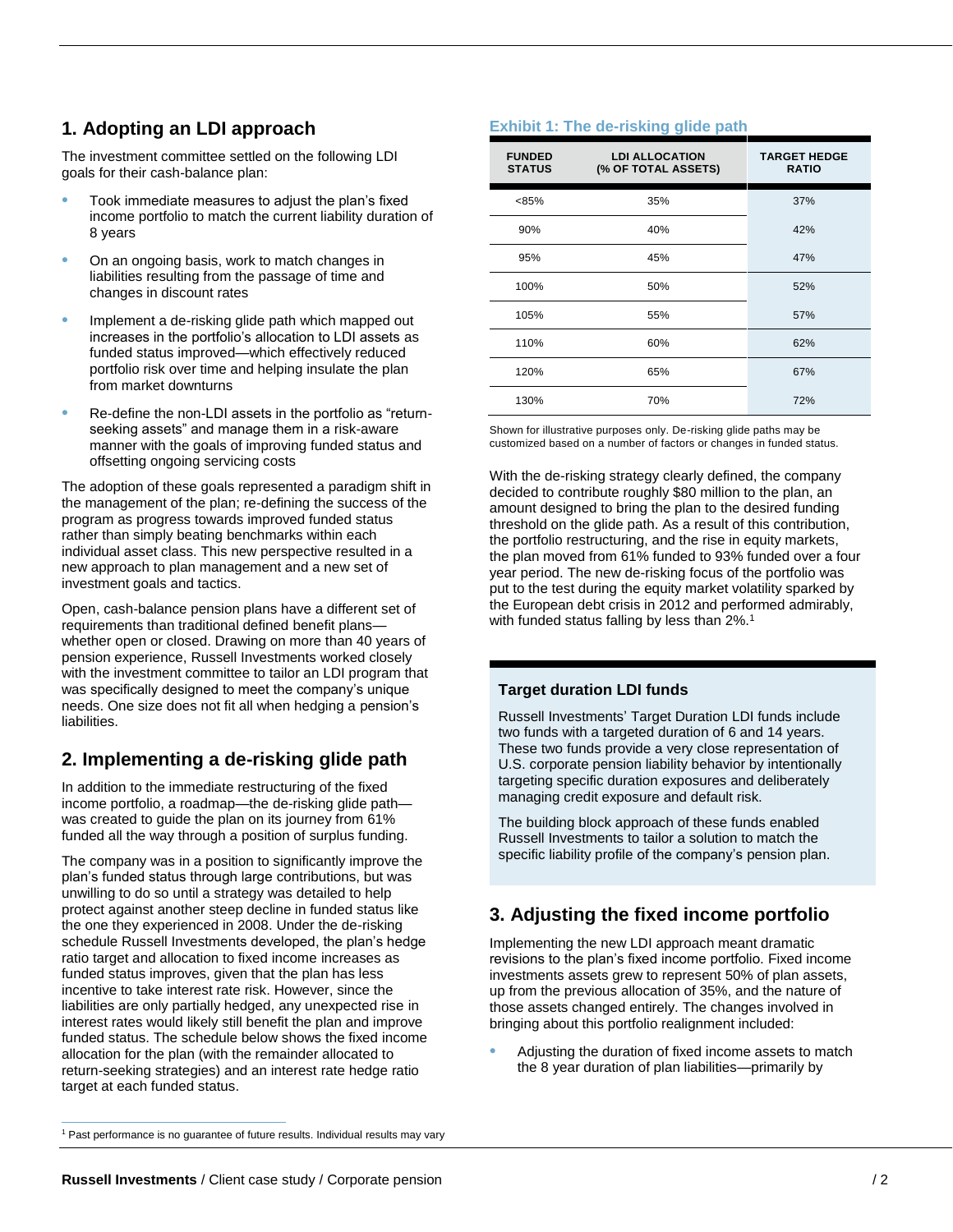## 1. Adopting an LDI approach

The investment committee settled on the following LDI goals for their cash-balance plan:

- Took immediate measures to adjust the plan's fixed income portfolio to match the current liability duration of 8 years
- On an ongoing basis, work to match changes in liabilities resulting from the passage of time and changes in discount rates
- Implement a de-risking glide path which mapped out increases in the portfolio's allocation to LDI assets as funded status improved—which effectively reduced portfolio risk over time and helping insulate the plan from market downturns
- Re-define the non-LDI assets in the portfolio as "return-seeking assets" and manage them in a risk-aware manner with the goals of improving funded status and offsetting ongoing servicing costs

The adoption of these goals represented a paradigm shift in the management of the plan; re-defining the success of the program as progress towards improved funded status rather than simply beating benchmarks within each individual asset class. This new perspective resulted in a new approach to plan management and a new set of investment goals and tactics.

Open, cash-balance pension plans have a different set of requirements than traditional defined benefit plans—whether open or closed. Drawing on more than 40 years of pension experience, Russell Investments worked closely with the investment committee to tailor an LDI program that was specifically designed to meet the company's unique needs. One size does not fit all when hedging a pension's liabilities.

## 2. Implementing a de-risking glide path

In addition to the immediate restructuring of the fixed income portfolio, a roadmap—the de-risking glide path—was created to guide the plan on its journey from 61% funded all the way through a position of surplus funding.

The company was in a position to significantly improve the plan's funded status through large contributions, but was unwilling to do so until a strategy was detailed to help protect against another steep decline in funded status like the one they experienced in 2008. Under the de-risking schedule Russell Investments developed, the plan's hedge ratio target and allocation to fixed income increases as funded status improves, given that the plan has less incentive to take interest rate risk. However, since the liabilities are only partially hedged, any unexpected rise in interest rates would likely still benefit the plan and improve funded status. The schedule below shows the fixed income allocation for the plan (with the remainder allocated to return-seeking strategies) and an interest rate hedge ratio target at each funded status.

**Exhibit 1: The de-risking glide path**

| FUNDED STATUS | LDI ALLOCATION (% OF TOTAL ASSETS) | TARGET HEDGE RATIO |
|---|---|---|
| <85% | 35% | 37% |
| 90% | 40% | 42% |
| 95% | 45% | 47% |
| 100% | 50% | 52% |
| 105% | 55% | 57% |
| 110% | 60% | 62% |
| 120% | 65% | 67% |
| 130% | 70% | 72% |

Shown for illustrative purposes only. De-risking glide paths may be customized based on a number of factors or changes in funded status.

With the de-risking strategy clearly defined, the company decided to contribute roughly $80 million to the plan, an amount designed to bring the plan to the desired funding threshold on the glide path. As a result of this contribution, the portfolio restructuring, and the rise in equity markets, the plan moved from 61% funded to 93% funded over a four year period. The new de-risking focus of the portfolio was put to the test during the equity market volatility sparked by the European debt crisis in 2012 and performed admirably, with funded status falling by less than 2%.[1]

### Target duration LDI funds

Russell Investments' Target Duration LDI funds include two funds with a targeted duration of 6 and 14 years. These two funds provide a very close representation of U.S. corporate pension liability behavior by intentionally targeting specific duration exposures and deliberately managing credit exposure and default risk.

The building block approach of these funds enabled Russell Investments to tailor a solution to match the specific liability profile of the company's pension plan.

## 3. Adjusting the fixed income portfolio

Implementing the new LDI approach meant dramatic revisions to the plan's fixed income portfolio. Fixed income investments assets grew to represent 50% of plan assets, up from the previous allocation of 35%, and the nature of those assets changed entirely. The changes involved in bringing about this portfolio realignment included:

- Adjusting the duration of fixed income assets to match the 8 year duration of plan liabilities—primarily by

[1] Past performance is no guarantee of future results. Individual results may vary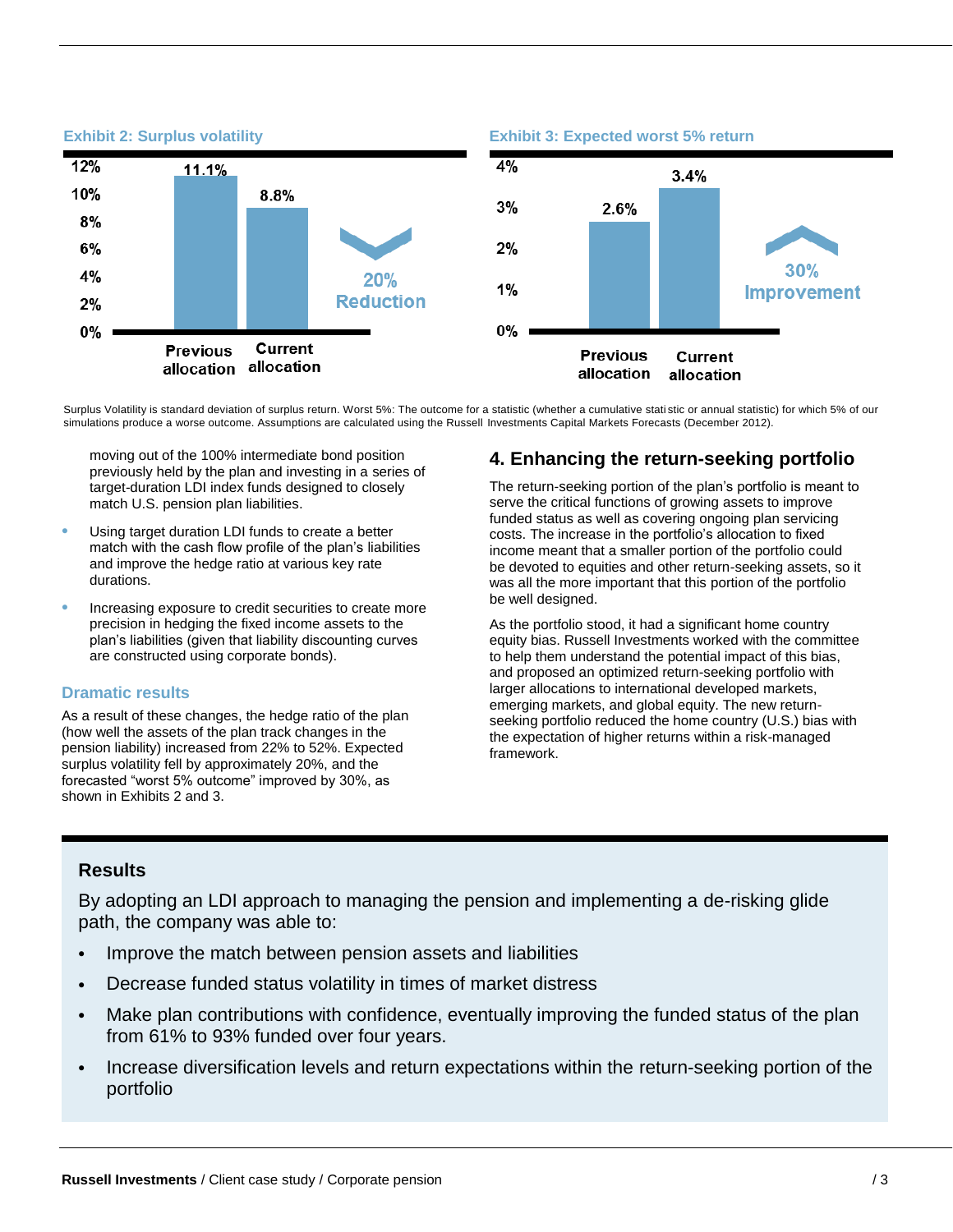### Exhibit 2: Surplus volatility

| | Previous allocation | Current allocation |
|---|---|---|
| Surplus volatility | 11.1% | 8.8% |

20% Reduction

### Exhibit 3: Expected worst 5% return

| | Previous allocation | Current allocation |
|---|---|---|
| Expected worst 5% return | 2.6% | 3.4% |

30% Improvement

Surplus Volatility is standard deviation of surplus return. Worst 5%: The outcome for a statistic (whether a cumulative statistic or annual statistic) for which 5% of our simulations produce a worse outcome. Assumptions are calculated using the Russell Investments Capital Markets Forecasts (December 2012).

moving out of the 100% intermediate bond position previously held by the plan and investing in a series of target-duration LDI index funds designed to closely match U.S. pension plan liabilities.

- Using target duration LDI funds to create a better match with the cash flow profile of the plan's liabilities and improve the hedge ratio at various key rate durations.
- Increasing exposure to credit securities to create more precision in hedging the fixed income assets to the plan's liabilities (given that liability discounting curves are constructed using corporate bonds).

### Dramatic results

As a result of these changes, the hedge ratio of the plan (how well the assets of the plan track changes in the pension liability) increased from 22% to 52%. Expected surplus volatility fell by approximately 20%, and the forecasted "worst 5% outcome" improved by 30%, as shown in Exhibits 2 and 3.

## 4. Enhancing the return-seeking portfolio

The return-seeking portion of the plan's portfolio is meant to serve the critical functions of growing assets to improve funded status as well as covering ongoing plan servicing costs. The increase in the portfolio's allocation to fixed income meant that a smaller portion of the portfolio could be devoted to equities and other return-seeking assets, so it was all the more important that this portion of the portfolio be well designed.

As the portfolio stood, it had a significant home country equity bias. Russell Investments worked with the committee to help them understand the potential impact of this bias, and proposed an optimized return-seeking portfolio with larger allocations to international developed markets, emerging markets, and global equity. The new return-seeking portfolio reduced the home country (U.S.) bias with the expectation of higher returns within a risk-managed framework.

## Results

By adopting an LDI approach to managing the pension and implementing a de-risking glide path, the company was able to:

- Improve the match between pension assets and liabilities
- Decrease funded status volatility in times of market distress
- Make plan contributions with confidence, eventually improving the funded status of the plan from 61% to 93% funded over four years.
- Increase diversification levels and return expectations within the return-seeking portion of the portfolio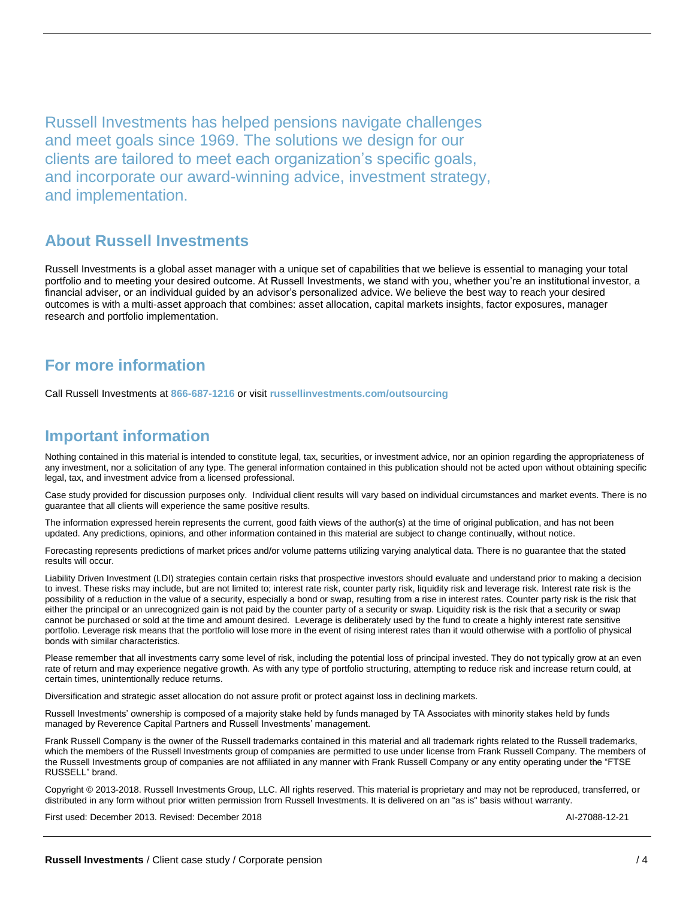Russell Investments has helped pensions navigate challenges and meet goals since 1969. The solutions we design for our clients are tailored to meet each organization's specific goals, and incorporate our award-winning advice, investment strategy, and implementation.

## About Russell Investments

Russell Investments is a global asset manager with a unique set of capabilities that we believe is essential to managing your total portfolio and to meeting your desired outcome. At Russell Investments, we stand with you, whether you're an institutional investor, a financial adviser, or an individual guided by an advisor's personalized advice. We believe the best way to reach your desired outcomes is with a multi-asset approach that combines: asset allocation, capital markets insights, factor exposures, manager research and portfolio implementation.

## For more information

Call Russell Investments at **866-687-1216** or visit **russellinvestments.com/outsourcing**

## Important information

Nothing contained in this material is intended to constitute legal, tax, securities, or investment advice, nor an opinion regarding the appropriateness of any investment, nor a solicitation of any type. The general information contained in this publication should not be acted upon without obtaining specific legal, tax, and investment advice from a licensed professional.

Case study provided for discussion purposes only. Individual client results will vary based on individual circumstances and market events. There is no guarantee that all clients will experience the same positive results.

The information expressed herein represents the current, good faith views of the author(s) at the time of original publication, and has not been updated. Any predictions, opinions, and other information contained in this material are subject to change continually, without notice.

Forecasting represents predictions of market prices and/or volume patterns utilizing varying analytical data. There is no guarantee that the stated results will occur.

Liability Driven Investment (LDI) strategies contain certain risks that prospective investors should evaluate and understand prior to making a decision to invest. These risks may include, but are not limited to; interest rate risk, counter party risk, liquidity risk and leverage risk. Interest rate risk is the possibility of a reduction in the value of a security, especially a bond or swap, resulting from a rise in interest rates. Counter party risk is the risk that either the principal or an unrecognized gain is not paid by the counter party of a security or swap. Liquidity risk is the risk that a security or swap cannot be purchased or sold at the time and amount desired. Leverage is deliberately used by the fund to create a highly interest rate sensitive portfolio. Leverage risk means that the portfolio will lose more in the event of rising interest rates than it would otherwise with a portfolio of physical bonds with similar characteristics.

Please remember that all investments carry some level of risk, including the potential loss of principal invested. They do not typically grow at an even rate of return and may experience negative growth. As with any type of portfolio structuring, attempting to reduce risk and increase return could, at certain times, unintentionally reduce returns.

Diversification and strategic asset allocation do not assure profit or protect against loss in declining markets.

Russell Investments' ownership is composed of a majority stake held by funds managed by TA Associates with minority stakes held by funds managed by Reverence Capital Partners and Russell Investments' management.

Frank Russell Company is the owner of the Russell trademarks contained in this material and all trademark rights related to the Russell trademarks, which the members of the Russell Investments group of companies are permitted to use under license from Frank Russell Company. The members of the Russell Investments group of companies are not affiliated in any manner with Frank Russell Company or any entity operating under the "FTSE RUSSELL" brand.

Copyright © 2013-2018. Russell Investments Group, LLC. All rights reserved. This material is proprietary and may not be reproduced, transferred, or distributed in any form without prior written permission from Russell Investments. It is delivered on an "as is" basis without warranty.

First used: December 2013. Revised: December 2018

AI-27088-12-21